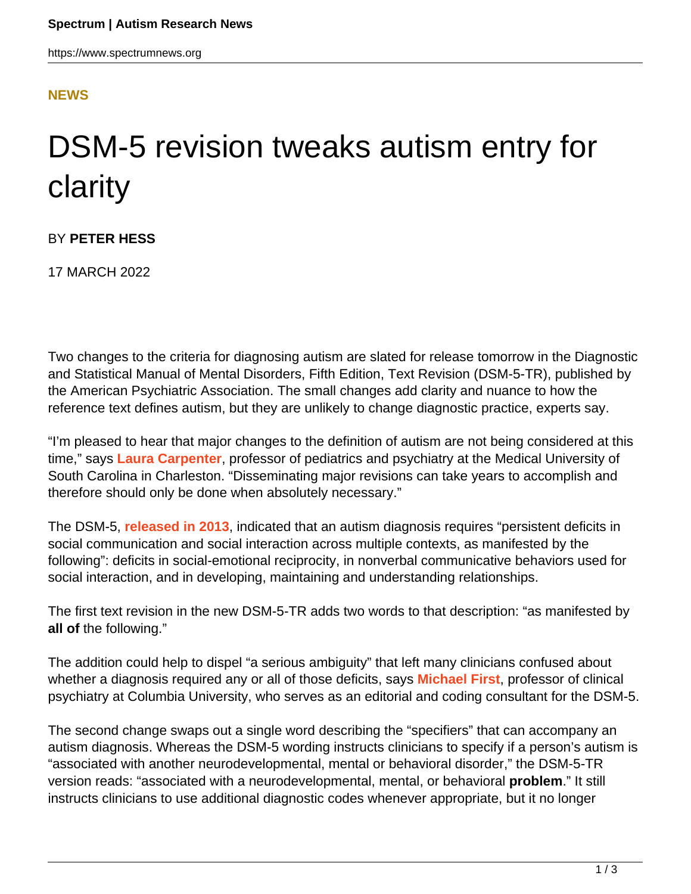NEWS

# DSM-5 revision tweaks autism entry for clarity

BY **PETER HESS**

17 MARCH 2022

Two changes to the criteria for diagnosing autism are slated for release tomorrow in the Diagnostic and Statistical Manual of Mental Disorders, Fifth Edition, Text Revision (DSM-5-TR), published by the American Psychiatric Association. The small changes add clarity and nuance to how the reference text defines autism, but they are unlikely to change diagnostic practice, experts say.

"I'm pleased to hear that major changes to the definition of autism are not being considered at this time," says **Laura Carpenter**, professor of pediatrics and psychiatry at the Medical University of South Carolina in Charleston. "Disseminating major revisions can take years to accomplish and therefore should only be done when absolutely necessary."

The DSM-5, **released in 2013**, indicated that an autism diagnosis requires "persistent deficits in social communication and social interaction across multiple contexts, as manifested by the following": deficits in social-emotional reciprocity, in nonverbal communicative behaviors used for social interaction, and in developing, maintaining and understanding relationships.

The first text revision in the new DSM-5-TR adds two words to that description: "as manifested by **all of** the following."

The addition could help to dispel "a serious ambiguity" that left many clinicians confused about whether a diagnosis required any or all of those deficits, says **Michael First**, professor of clinical psychiatry at Columbia University, who serves as an editorial and coding consultant for the DSM-5.

The second change swaps out a single word describing the "specifiers" that can accompany an autism diagnosis. Whereas the DSM-5 wording instructs clinicians to specify if a person's autism is "associated with another neurodevelopmental, mental or behavioral disorder," the DSM-5-TR version reads: "associated with a neurodevelopmental, mental, or behavioral **problem**." It still instructs clinicians to use additional diagnostic codes whenever appropriate, but it no longer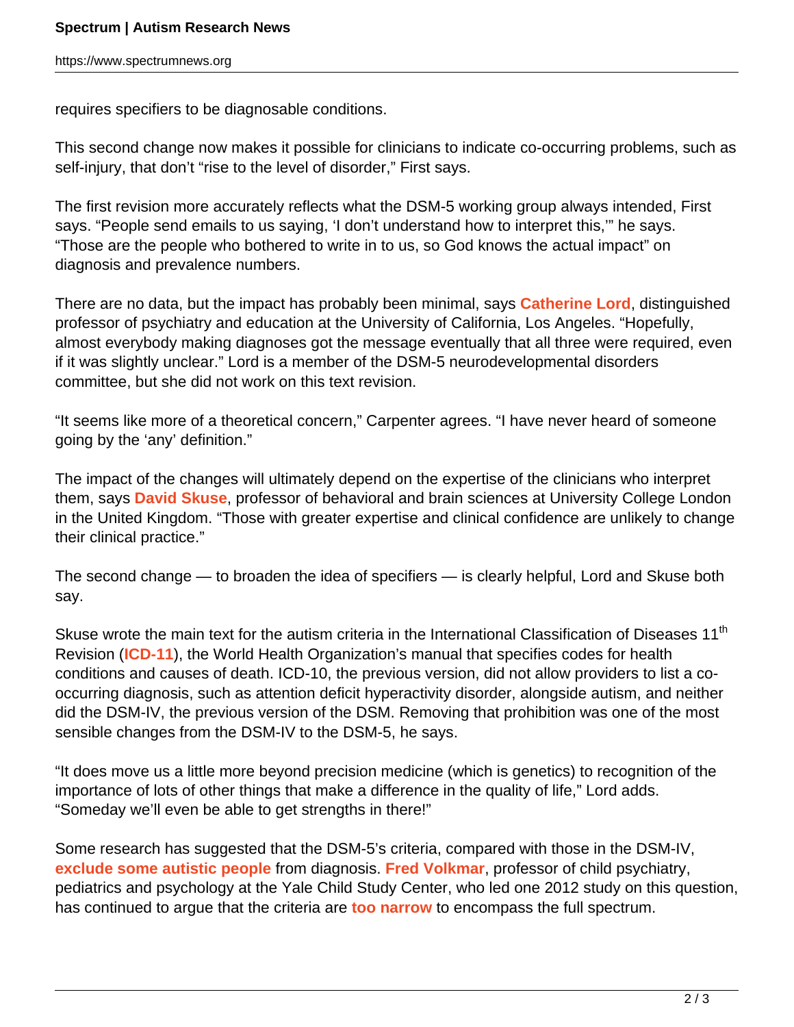requires specifiers to be diagnosable conditions.

This second change now makes it possible for clinicians to indicate co-occurring problems, such as self-injury, that don't "rise to the level of disorder," First says.

The first revision more accurately reflects what the DSM-5 working group always intended, First says. "People send emails to us saying, 'I don't understand how to interpret this,'" he says. "Those are the people who bothered to write in to us, so God knows the actual impact" on diagnosis and prevalence numbers.

There are no data, but the impact has probably been minimal, says **Catherine Lord**, distinguished professor of psychiatry and education at the University of California, Los Angeles. "Hopefully, almost everybody making diagnoses got the message eventually that all three were required, even if it was slightly unclear." Lord is a member of the DSM-5 neurodevelopmental disorders committee, but she did not work on this text revision.

"It seems like more of a theoretical concern," Carpenter agrees. "I have never heard of someone going by the 'any' definition."

The impact of the changes will ultimately depend on the expertise of the clinicians who interpret them, says **David Skuse**, professor of behavioral and brain sciences at University College London in the United Kingdom. "Those with greater expertise and clinical confidence are unlikely to change their clinical practice."

The second change — to broaden the idea of specifiers — is clearly helpful, Lord and Skuse both say.

Skuse wrote the main text for the autism criteria in the International Classification of Diseases 11th Revision (**ICD-11**), the World Health Organization's manual that specifies codes for health conditions and causes of death. ICD-10, the previous version, did not allow providers to list a co-occurring diagnosis, such as attention deficit hyperactivity disorder, alongside autism, and neither did the DSM-IV, the previous version of the DSM. Removing that prohibition was one of the most sensible changes from the DSM-IV to the DSM-5, he says.

"It does move us a little more beyond precision medicine (which is genetics) to recognition of the importance of lots of other things that make a difference in the quality of life," Lord adds. "Someday we'll even be able to get strengths in there!"

Some research has suggested that the DSM-5's criteria, compared with those in the DSM-IV, **exclude some autistic people** from diagnosis. **Fred Volkmar**, professor of child psychiatry, pediatrics and psychology at the Yale Child Study Center, who led one 2012 study on this question, has continued to argue that the criteria are **too narrow** to encompass the full spectrum.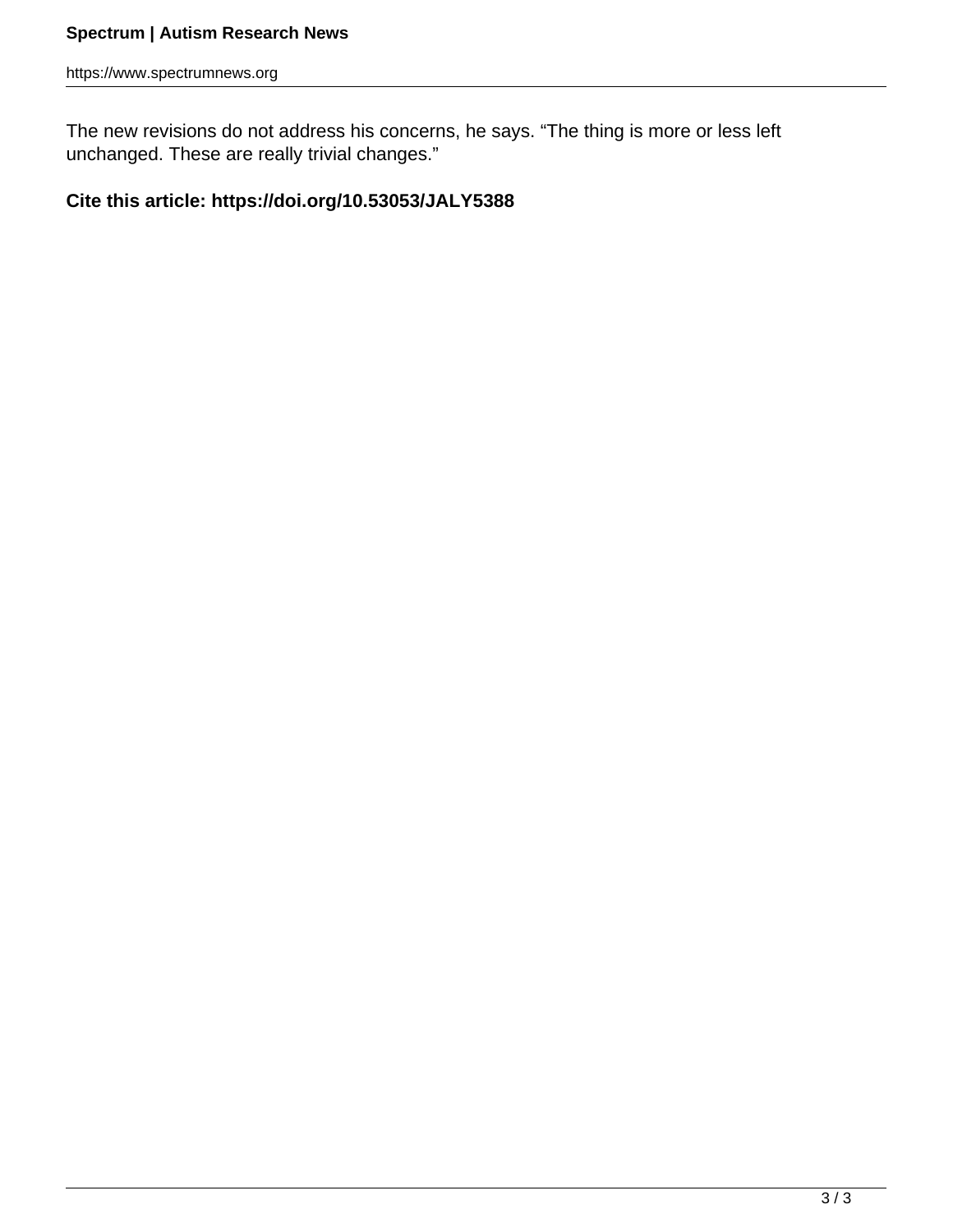The new revisions do not address his concerns, he says. “The thing is more or less left unchanged. These are really trivial changes.”

**Cite this article: https://doi.org/10.53053/JALY5388**